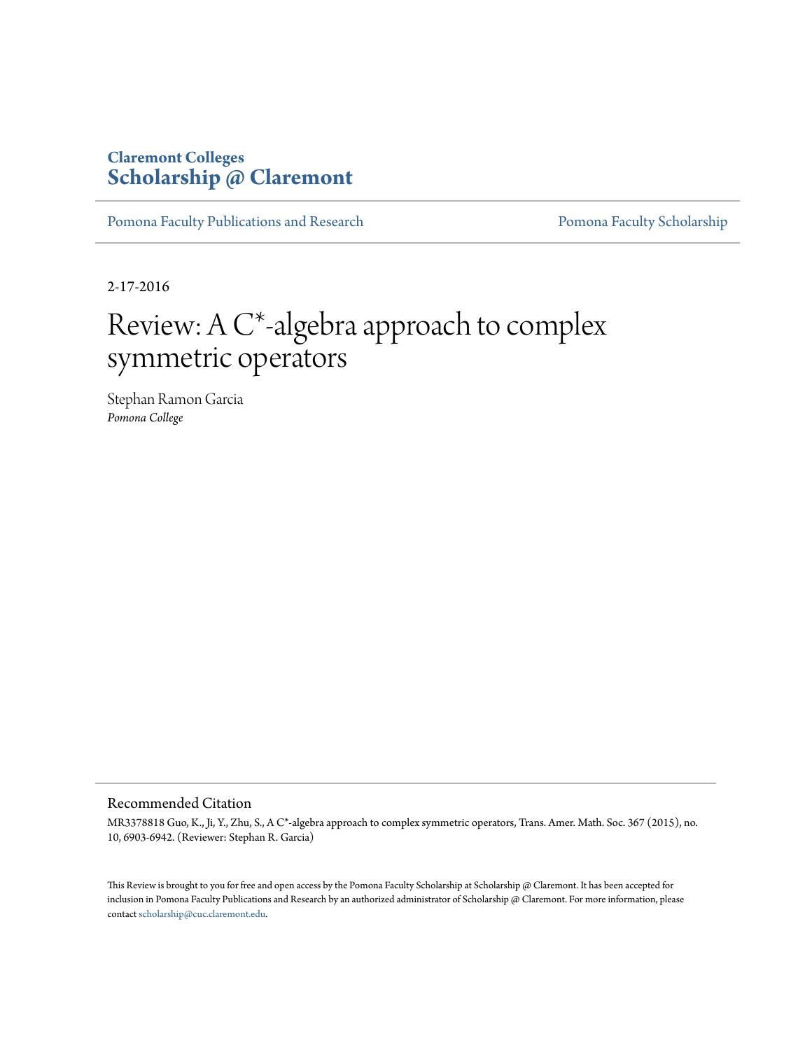Claremont Colleges
**Scholarship @ Claremont**

Pomona Faculty Publications and Research | Pomona Faculty Scholarship

2-17-2016

# Review: A C*-algebra approach to complex symmetric operators

Stephan Ramon Garcia
*Pomona College*

## Recommended Citation

MR3378818 Guo, K., Ji, Y., Zhu, S., A C*-algebra approach to complex symmetric operators, Trans. Amer. Math. Soc. 367 (2015), no. 10, 6903-6942. (Reviewer: Stephan R. Garcia)

This Review is brought to you for free and open access by the Pomona Faculty Scholarship at Scholarship @ Claremont. It has been accepted for inclusion in Pomona Faculty Publications and Research by an authorized administrator of Scholarship @ Claremont. For more information, please contact scholarship@cuc.claremont.edu.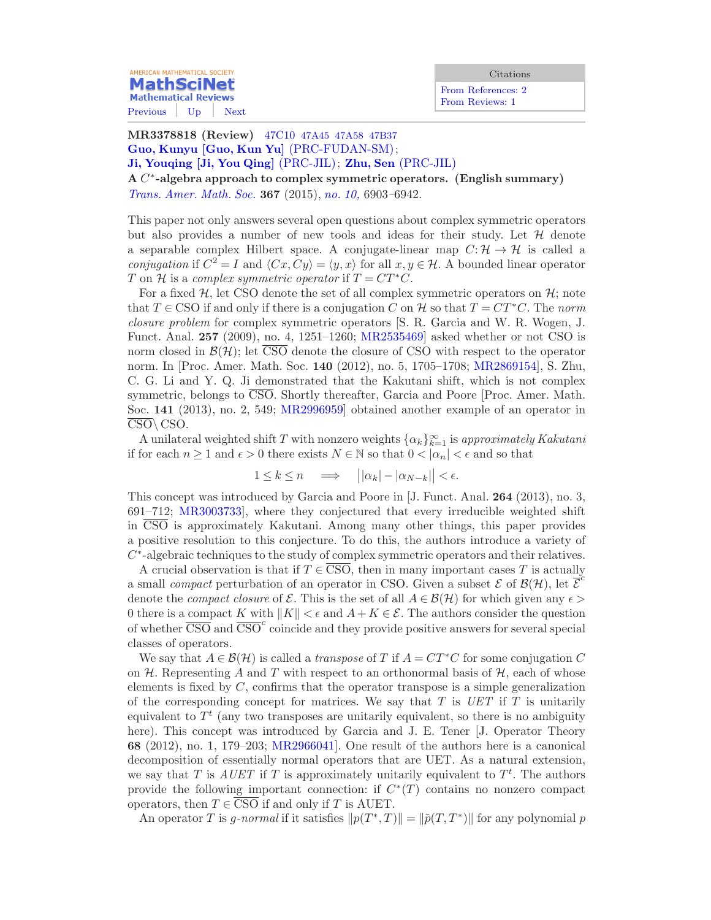MathSciNet
Mathematical Reviews

Previous | Up | Next

Citations
From References: 2
From Reviews: 1

**MR3378818 (Review)** 47C10 47A45 47A58 47B37
**Guo, Kunyu [Guo, Kun Yu]** (PRC-FUDAN-SM);
**Ji, Youqing [Ji, You Qing]** (PRC-JIL); **Zhu, Sen** (PRC-JIL)

**A $C^*$-algebra approach to complex symmetric operators. (English summary)**
*Trans. Amer. Math. Soc.* **367** (2015), *no. 10,* 6903–6942.

This paper not only answers several open questions about complex symmetric operators but also provides a number of new tools and ideas for their study. Let $\mathcal{H}$ denote a separable complex Hilbert space. A conjugate-linear map $C: \mathcal{H} \to \mathcal{H}$ is called a *conjugation* if $C^2 = I$ and $\langle Cx, Cy\rangle = \langle y, x\rangle$ for all $x, y \in \mathcal{H}$. A bounded linear operator $T$ on $\mathcal{H}$ is a *complex symmetric operator* if $T = CT^*C$.

For a fixed $\mathcal{H}$, let CSO denote the set of all complex symmetric operators on $\mathcal{H}$; note that $T \in \mathrm{CSO}$ if and only if there is a conjugation $C$ on $\mathcal{H}$ so that $T = CT^*C$. The *norm closure problem* for complex symmetric operators [S. R. Garcia and W. R. Wogen, J. Funct. Anal. **257** (2009), no. 4, 1251–1260; MR2535469] asked whether or not CSO is norm closed in $\mathcal{B}(\mathcal{H})$; let $\overline{\mathrm{CSO}}$ denote the closure of CSO with respect to the operator norm. In [Proc. Amer. Math. Soc. **140** (2012), no. 5, 1705–1708; MR2869154], S. Zhu, C. G. Li and Y. Q. Ji demonstrated that the Kakutani shift, which is not complex symmetric, belongs to $\overline{\mathrm{CSO}}$. Shortly thereafter, Garcia and Poore [Proc. Amer. Math. Soc. **141** (2013), no. 2, 549; MR2996959] obtained another example of an operator in $\overline{\mathrm{CSO}} \setminus \mathrm{CSO}$.

A unilateral weighted shift $T$ with nonzero weights $\{\alpha_k\}_{k=1}^{\infty}$ is *approximately Kakutani* if for each $n \geq 1$ and $\epsilon > 0$ there exists $N \in \mathbb{N}$ so that $0 < |\alpha_n| < \epsilon$ and so that

$$1 \leq k \leq n \quad \Longrightarrow \quad \big||\alpha_k| - |\alpha_{N-k}|\big| < \epsilon.$$

This concept was introduced by Garcia and Poore in [J. Funct. Anal. **264** (2013), no. 3, 691–712; MR3003733], where they conjectured that every irreducible weighted shift in $\overline{\mathrm{CSO}}$ is approximately Kakutani. Among many other things, this paper provides a positive resolution to this conjecture. To do this, the authors introduce a variety of $C^*$-algebraic techniques to the study of complex symmetric operators and their relatives.

A crucial observation is that if $T \in \overline{\mathrm{CSO}}$, then in many important cases $T$ is actually a small *compact* perturbation of an operator in CSO. Given a subset $\mathcal{E}$ of $\mathcal{B}(\mathcal{H})$, let $\overline{\mathcal{E}}^c$ denote the *compact closure* of $\mathcal{E}$. This is the set of all $A \in \mathcal{B}(\mathcal{H})$ for which given any $\epsilon > 0$ there is a compact $K$ with $\|K\| < \epsilon$ and $A + K \in \mathcal{E}$. The authors consider the question of whether $\overline{\mathrm{CSO}}$ and $\overline{\mathrm{CSO}}^c$ coincide and they provide positive answers for several special classes of operators.

We say that $A \in \mathcal{B}(\mathcal{H})$ is called a *transpose* of $T$ if $A = CT^*C$ for some conjugation $C$ on $\mathcal{H}$. Representing $A$ and $T$ with respect to an orthonormal basis of $\mathcal{H}$, each of whose elements is fixed by $C$, confirms that the operator transpose is a simple generalization of the corresponding concept for matrices. We say that $T$ is *UET* if $T$ is unitarily equivalent to $T^t$ (any two transposes are unitarily equivalent, so there is no ambiguity here). This concept was introduced by Garcia and J. E. Tener [J. Operator Theory **68** (2012), no. 1, 179–203; MR2966041]. One result of the authors here is a canonical decomposition of essentially normal operators that are UET. As a natural extension, we say that $T$ is *AUET* if $T$ is approximately unitarily equivalent to $T^t$. The authors provide the following important connection: if $C^*(T)$ contains no nonzero compact operators, then $T \in \overline{\mathrm{CSO}}$ if and only if $T$ is AUET.

An operator $T$ is *g-normal* if it satisfies $\|p(T^*, T)\| = \|\tilde{p}(T, T^*)\|$ for any polynomial $p$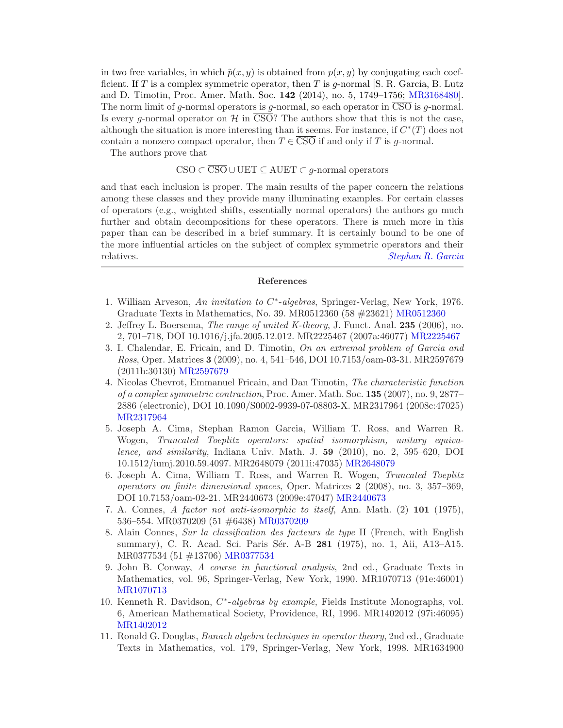in two free variables, in which $\tilde{p}(x,y)$ is obtained from $p(x,y)$ by conjugating each coefficient. If $T$ is a complex symmetric operator, then $T$ is $g$-normal [S. R. Garcia, B. Lutz and D. Timotin, Proc. Amer. Math. Soc. **142** (2014), no. 5, 1749–1756; MR3168480]. The norm limit of $g$-normal operators is $g$-normal, so each operator in $\overline{\text{CSO}}$ is $g$-normal. Is every $g$-normal operator on $\mathcal{H}$ in $\overline{\text{CSO}}$? The authors show that this is not the case, although the situation is more interesting than it seems. For instance, if $C^*(T)$ does not contain a nonzero compact operator, then $T \in \overline{\text{CSO}}$ if and only if $T$ is $g$-normal.

The authors prove that

$$\text{CSO} \subset \overline{\text{CSO}} \cup \text{UET} \subseteq \text{AUET} \subset g\text{-normal operators}$$

and that each inclusion is proper. The main results of the paper concern the relations among these classes and they provide many illuminating examples. For certain classes of operators (e.g., weighted shifts, essentially normal operators) the authors go much further and obtain decompositions for these operators. There is much more in this paper than can be described in a brief summary. It is certainly bound to be one of the more influential articles on the subject of complex symmetric operators and their relatives. *Stephan R. Garcia*

## References

1. William Arveson, *An invitation to $C^*$-algebras*, Springer-Verlag, New York, 1976. Graduate Texts in Mathematics, No. 39. MR0512360 (58 #23621) MR0512360
2. Jeffrey L. Boersema, *The range of united K-theory*, J. Funct. Anal. **235** (2006), no. 2, 701–718, DOI 10.1016/j.jfa.2005.12.012. MR2225467 (2007a:46077) MR2225467
3. I. Chalendar, E. Fricain, and D. Timotin, *On an extremal problem of Garcia and Ross*, Oper. Matrices **3** (2009), no. 4, 541–546, DOI 10.7153/oam-03-31. MR2597679 (2011b:30130) MR2597679
4. Nicolas Chevrot, Emmanuel Fricain, and Dan Timotin, *The characteristic function of a complex symmetric contraction*, Proc. Amer. Math. Soc. **135** (2007), no. 9, 2877–2886 (electronic), DOI 10.1090/S0002-9939-07-08803-X. MR2317964 (2008c:47025) MR2317964
5. Joseph A. Cima, Stephan Ramon Garcia, William T. Ross, and Warren R. Wogen, *Truncated Toeplitz operators: spatial isomorphism, unitary equivalence, and similarity*, Indiana Univ. Math. J. **59** (2010), no. 2, 595–620, DOI 10.1512/iumj.2010.59.4097. MR2648079 (2011i:47035) MR2648079
6. Joseph A. Cima, William T. Ross, and Warren R. Wogen, *Truncated Toeplitz operators on finite dimensional spaces*, Oper. Matrices **2** (2008), no. 3, 357–369, DOI 10.7153/oam-02-21. MR2440673 (2009e:47047) MR2440673
7. A. Connes, *A factor not anti-isomorphic to itself*, Ann. Math. (2) **101** (1975), 536–554. MR0370209 (51 #6438) MR0370209
8. Alain Connes, *Sur la classification des facteurs de type* II (French, with English summary), C. R. Acad. Sci. Paris Sér. A-B **281** (1975), no. 1, Aii, A13–A15. MR0377534 (51 #13706) MR0377534
9. John B. Conway, *A course in functional analysis*, 2nd ed., Graduate Texts in Mathematics, vol. 96, Springer-Verlag, New York, 1990. MR1070713 (91e:46001) MR1070713
10. Kenneth R. Davidson, *$C^*$-algebras by example*, Fields Institute Monographs, vol. 6, American Mathematical Society, Providence, RI, 1996. MR1402012 (97i:46095) MR1402012
11. Ronald G. Douglas, *Banach algebra techniques in operator theory*, 2nd ed., Graduate Texts in Mathematics, vol. 179, Springer-Verlag, New York, 1998. MR1634900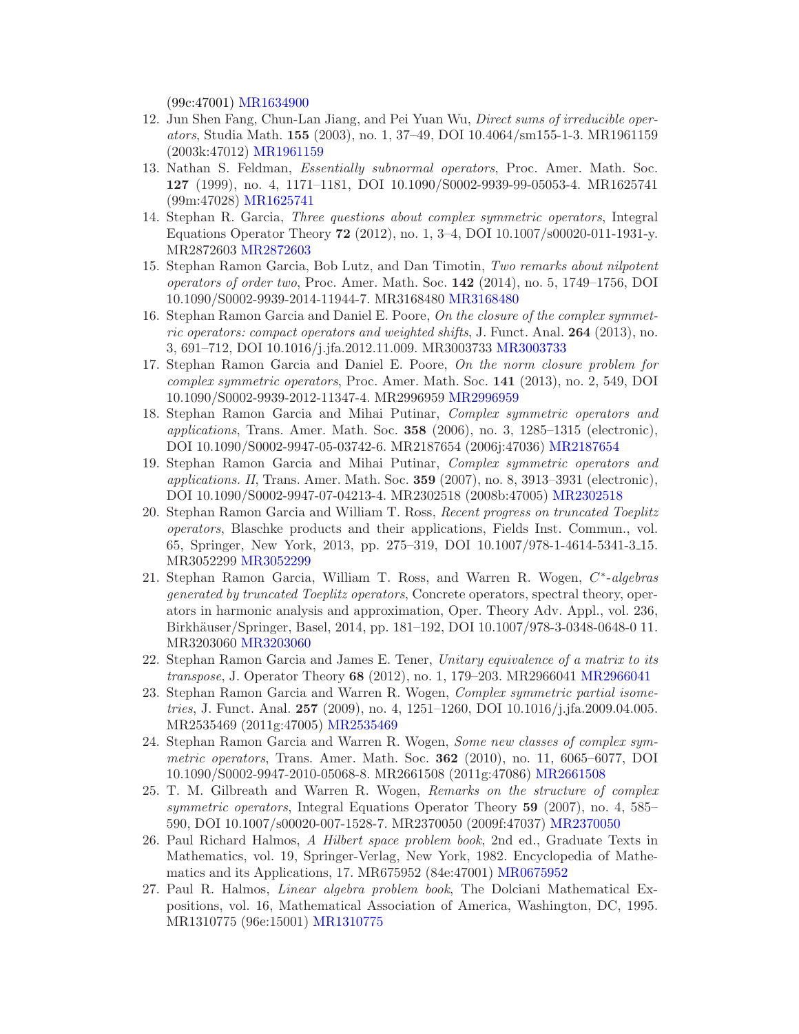(99c:47001) MR1634900

12. Jun Shen Fang, Chun-Lan Jiang, and Pei Yuan Wu, *Direct sums of irreducible operators*, Studia Math. **155** (2003), no. 1, 37–49, DOI 10.4064/sm155-1-3. MR1961159 (2003k:47012) MR1961159
13. Nathan S. Feldman, *Essentially subnormal operators*, Proc. Amer. Math. Soc. **127** (1999), no. 4, 1171–1181, DOI 10.1090/S0002-9939-99-05053-4. MR1625741 (99m:47028) MR1625741
14. Stephan R. Garcia, *Three questions about complex symmetric operators*, Integral Equations Operator Theory **72** (2012), no. 1, 3–4, DOI 10.1007/s00020-011-1931-y. MR2872603 MR2872603
15. Stephan Ramon Garcia, Bob Lutz, and Dan Timotin, *Two remarks about nilpotent operators of order two*, Proc. Amer. Math. Soc. **142** (2014), no. 5, 1749–1756, DOI 10.1090/S0002-9939-2014-11944-7. MR3168480 MR3168480
16. Stephan Ramon Garcia and Daniel E. Poore, *On the closure of the complex symmetric operators: compact operators and weighted shifts*, J. Funct. Anal. **264** (2013), no. 3, 691–712, DOI 10.1016/j.jfa.2012.11.009. MR3003733 MR3003733
17. Stephan Ramon Garcia and Daniel E. Poore, *On the norm closure problem for complex symmetric operators*, Proc. Amer. Math. Soc. **141** (2013), no. 2, 549, DOI 10.1090/S0002-9939-2012-11347-4. MR2996959 MR2996959
18. Stephan Ramon Garcia and Mihai Putinar, *Complex symmetric operators and applications*, Trans. Amer. Math. Soc. **358** (2006), no. 3, 1285–1315 (electronic), DOI 10.1090/S0002-9947-05-03742-6. MR2187654 (2006j:47036) MR2187654
19. Stephan Ramon Garcia and Mihai Putinar, *Complex symmetric operators and applications. II*, Trans. Amer. Math. Soc. **359** (2007), no. 8, 3913–3931 (electronic), DOI 10.1090/S0002-9947-07-04213-4. MR2302518 (2008b:47005) MR2302518
20. Stephan Ramon Garcia and William T. Ross, *Recent progress on truncated Toeplitz operators*, Blaschke products and their applications, Fields Inst. Commun., vol. 65, Springer, New York, 2013, pp. 275–319, DOI 10.1007/978-1-4614-5341-3_15. MR3052299 MR3052299
21. Stephan Ramon Garcia, William T. Ross, and Warren R. Wogen, *$C^*$-algebras generated by truncated Toeplitz operators*, Concrete operators, spectral theory, operators in harmonic analysis and approximation, Oper. Theory Adv. Appl., vol. 236, Birkhäuser/Springer, Basel, 2014, pp. 181–192, DOI 10.1007/978-3-0348-0648-0 11. MR3203060 MR3203060
22. Stephan Ramon Garcia and James E. Tener, *Unitary equivalence of a matrix to its transpose*, J. Operator Theory **68** (2012), no. 1, 179–203. MR2966041 MR2966041
23. Stephan Ramon Garcia and Warren R. Wogen, *Complex symmetric partial isometries*, J. Funct. Anal. **257** (2009), no. 4, 1251–1260, DOI 10.1016/j.jfa.2009.04.005. MR2535469 (2011g:47005) MR2535469
24. Stephan Ramon Garcia and Warren R. Wogen, *Some new classes of complex symmetric operators*, Trans. Amer. Math. Soc. **362** (2010), no. 11, 6065–6077, DOI 10.1090/S0002-9947-2010-05068-8. MR2661508 (2011g:47086) MR2661508
25. T. M. Gilbreath and Warren R. Wogen, *Remarks on the structure of complex symmetric operators*, Integral Equations Operator Theory **59** (2007), no. 4, 585–590, DOI 10.1007/s00020-007-1528-7. MR2370050 (2009f:47037) MR2370050
26. Paul Richard Halmos, *A Hilbert space problem book*, 2nd ed., Graduate Texts in Mathematics, vol. 19, Springer-Verlag, New York, 1982. Encyclopedia of Mathematics and its Applications, 17. MR675952 (84e:47001) MR0675952
27. Paul R. Halmos, *Linear algebra problem book*, The Dolciani Mathematical Expositions, vol. 16, Mathematical Association of America, Washington, DC, 1995. MR1310775 (96e:15001) MR1310775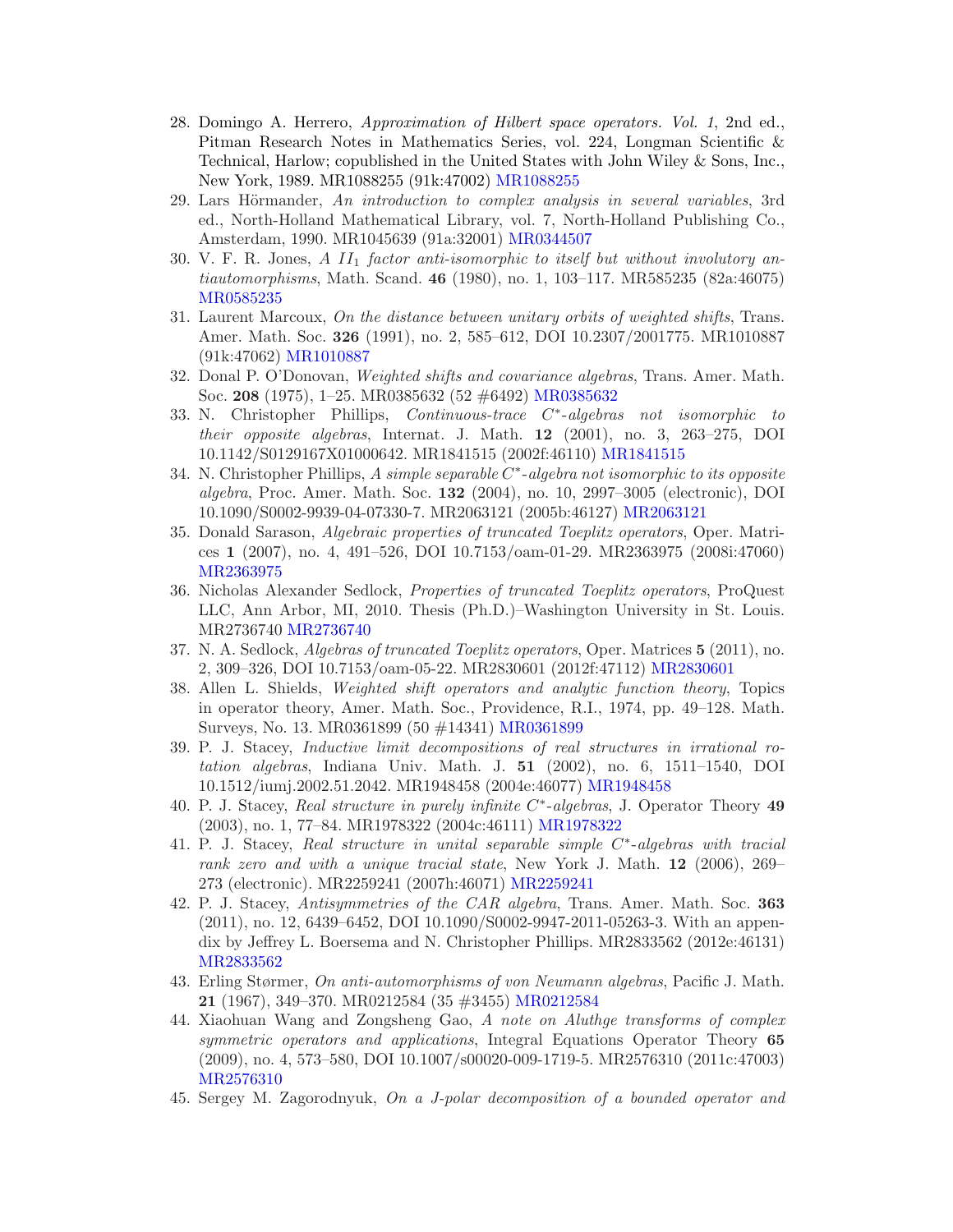28. Domingo A. Herrero, *Approximation of Hilbert space operators. Vol. 1*, 2nd ed., Pitman Research Notes in Mathematics Series, vol. 224, Longman Scientific & Technical, Harlow; copublished in the United States with John Wiley & Sons, Inc., New York, 1989. MR1088255 (91k:47002) MR1088255
29. Lars Hörmander, *An introduction to complex analysis in several variables*, 3rd ed., North-Holland Mathematical Library, vol. 7, North-Holland Publishing Co., Amsterdam, 1990. MR1045639 (91a:32001) MR0344507
30. V. F. R. Jones, *A $II_1$ factor anti-isomorphic to itself but without involutory antiautomorphisms*, Math. Scand. **46** (1980), no. 1, 103–117. MR585235 (82a:46075) MR0585235
31. Laurent Marcoux, *On the distance between unitary orbits of weighted shifts*, Trans. Amer. Math. Soc. **326** (1991), no. 2, 585–612, DOI 10.2307/2001775. MR1010887 (91k:47062) MR1010887
32. Donal P. O'Donovan, *Weighted shifts and covariance algebras*, Trans. Amer. Math. Soc. **208** (1975), 1–25. MR0385632 (52 #6492) MR0385632
33. N. Christopher Phillips, *Continuous-trace $C^*$-algebras not isomorphic to their opposite algebras*, Internat. J. Math. **12** (2001), no. 3, 263–275, DOI 10.1142/S0129167X01000642. MR1841515 (2002f:46110) MR1841515
34. N. Christopher Phillips, *A simple separable $C^*$-algebra not isomorphic to its opposite algebra*, Proc. Amer. Math. Soc. **132** (2004), no. 10, 2997–3005 (electronic), DOI 10.1090/S0002-9939-04-07330-7. MR2063121 (2005b:46127) MR2063121
35. Donald Sarason, *Algebraic properties of truncated Toeplitz operators*, Oper. Matrices **1** (2007), no. 4, 491–526, DOI 10.7153/oam-01-29. MR2363975 (2008i:47060) MR2363975
36. Nicholas Alexander Sedlock, *Properties of truncated Toeplitz operators*, ProQuest LLC, Ann Arbor, MI, 2010. Thesis (Ph.D.)–Washington University in St. Louis. MR2736740 MR2736740
37. N. A. Sedlock, *Algebras of truncated Toeplitz operators*, Oper. Matrices **5** (2011), no. 2, 309–326, DOI 10.7153/oam-05-22. MR2830601 (2012f:47112) MR2830601
38. Allen L. Shields, *Weighted shift operators and analytic function theory*, Topics in operator theory, Amer. Math. Soc., Providence, R.I., 1974, pp. 49–128. Math. Surveys, No. 13. MR0361899 (50 #14341) MR0361899
39. P. J. Stacey, *Inductive limit decompositions of real structures in irrational rotation algebras*, Indiana Univ. Math. J. **51** (2002), no. 6, 1511–1540, DOI 10.1512/iumj.2002.51.2042. MR1948458 (2004e:46077) MR1948458
40. P. J. Stacey, *Real structure in purely infinite $C^*$-algebras*, J. Operator Theory **49** (2003), no. 1, 77–84. MR1978322 (2004c:46111) MR1978322
41. P. J. Stacey, *Real structure in unital separable simple $C^*$-algebras with tracial rank zero and with a unique tracial state*, New York J. Math. **12** (2006), 269–273 (electronic). MR2259241 (2007h:46071) MR2259241
42. P. J. Stacey, *Antisymmetries of the CAR algebra*, Trans. Amer. Math. Soc. **363** (2011), no. 12, 6439–6452, DOI 10.1090/S0002-9947-2011-05263-3. With an appendix by Jeffrey L. Boersema and N. Christopher Phillips. MR2833562 (2012e:46131) MR2833562
43. Erling Størmer, *On anti-automorphisms of von Neumann algebras*, Pacific J. Math. **21** (1967), 349–370. MR0212584 (35 #3455) MR0212584
44. Xiaohuan Wang and Zongsheng Gao, *A note on Aluthge transforms of complex symmetric operators and applications*, Integral Equations Operator Theory **65** (2009), no. 4, 573–580, DOI 10.1007/s00020-009-1719-5. MR2576310 (2011c:47003) MR2576310
45. Sergey M. Zagorodnyuk, *On a J-polar decomposition of a bounded operator and*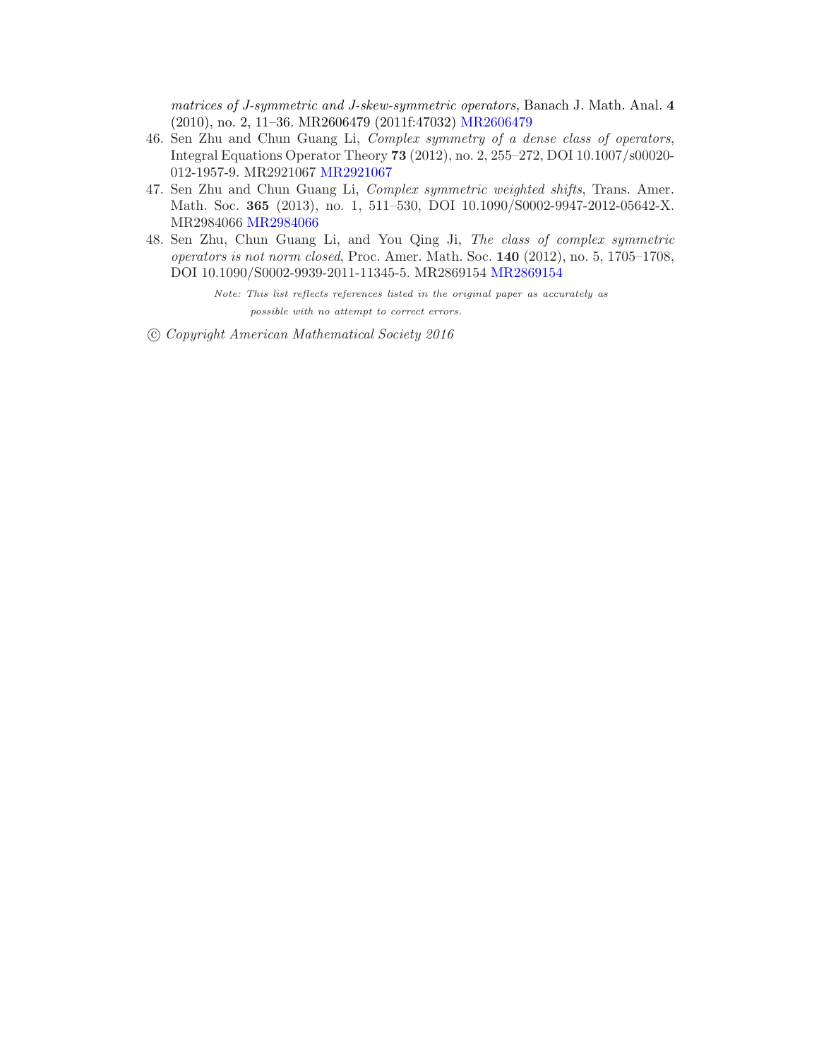*matrices of J-symmetric and J-skew-symmetric operators*, Banach J. Math. Anal. **4** (2010), no. 2, 11–36. MR2606479 (2011f:47032) MR2606479

46. Sen Zhu and Chun Guang Li, *Complex symmetry of a dense class of operators*, Integral Equations Operator Theory **73** (2012), no. 2, 255–272, DOI 10.1007/s00020-012-1957-9. MR2921067 MR2921067
47. Sen Zhu and Chun Guang Li, *Complex symmetric weighted shifts*, Trans. Amer. Math. Soc. **365** (2013), no. 1, 511–530, DOI 10.1090/S0002-9947-2012-05642-X. MR2984066 MR2984066
48. Sen Zhu, Chun Guang Li, and You Qing Ji, *The class of complex symmetric operators is not norm closed*, Proc. Amer. Math. Soc. **140** (2012), no. 5, 1705–1708, DOI 10.1090/S0002-9939-2011-11345-5. MR2869154 MR2869154

*Note: This list reflects references listed in the original paper as accurately as possible with no attempt to correct errors.*

© *Copyright American Mathematical Society 2016*